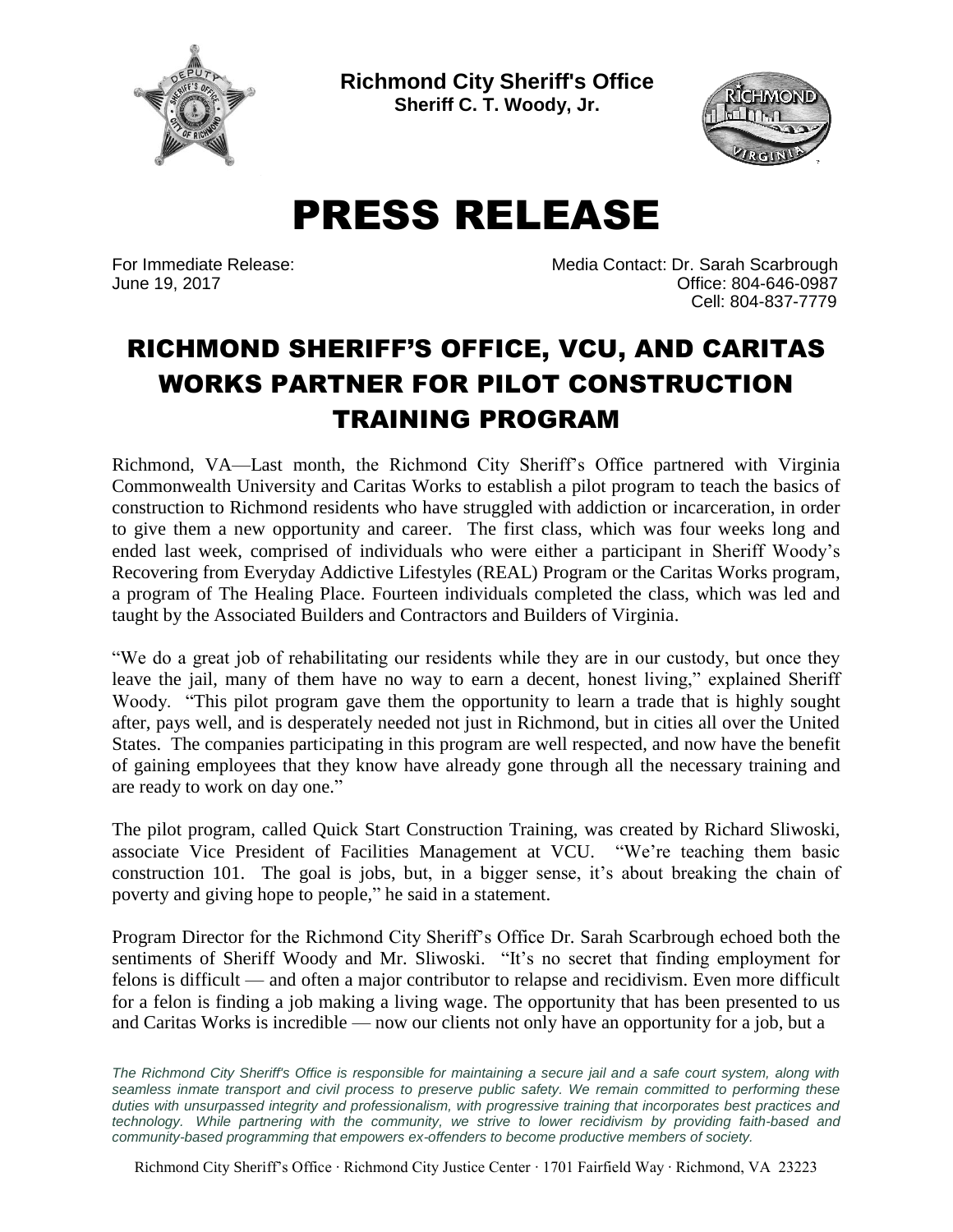**Richmond City Sheriff's Office**
**Sheriff C. T. Woody, Jr.**

# PRESS RELEASE

For Immediate Release:
June 19, 2017

Media Contact: Dr. Sarah Scarbrough
Office: 804-646-0987
Cell: 804-837-7779

## RICHMOND SHERIFF'S OFFICE, VCU, AND CARITAS WORKS PARTNER FOR PILOT CONSTRUCTION TRAINING PROGRAM

Richmond, VA—Last month, the Richmond City Sheriff's Office partnered with Virginia Commonwealth University and Caritas Works to establish a pilot program to teach the basics of construction to Richmond residents who have struggled with addiction or incarceration, in order to give them a new opportunity and career. The first class, which was four weeks long and ended last week, comprised of individuals who were either a participant in Sheriff Woody's Recovering from Everyday Addictive Lifestyles (REAL) Program or the Caritas Works program, a program of The Healing Place. Fourteen individuals completed the class, which was led and taught by the Associated Builders and Contractors and Builders of Virginia.

"We do a great job of rehabilitating our residents while they are in our custody, but once they leave the jail, many of them have no way to earn a decent, honest living," explained Sheriff Woody. "This pilot program gave them the opportunity to learn a trade that is highly sought after, pays well, and is desperately needed not just in Richmond, but in cities all over the United States. The companies participating in this program are well respected, and now have the benefit of gaining employees that they know have already gone through all the necessary training and are ready to work on day one."

The pilot program, called Quick Start Construction Training, was created by Richard Sliwoski, associate Vice President of Facilities Management at VCU. "We're teaching them basic construction 101. The goal is jobs, but, in a bigger sense, it's about breaking the chain of poverty and giving hope to people," he said in a statement.

Program Director for the Richmond City Sheriff's Office Dr. Sarah Scarbrough echoed both the sentiments of Sheriff Woody and Mr. Sliwoski. "It's no secret that finding employment for felons is difficult — and often a major contributor to relapse and recidivism. Even more difficult for a felon is finding a job making a living wage. The opportunity that has been presented to us and Caritas Works is incredible — now our clients not only have an opportunity for a job, but a

*The Richmond City Sheriff's Office is responsible for maintaining a secure jail and a safe court system, along with seamless inmate transport and civil process to preserve public safety. We remain committed to performing these duties with unsurpassed integrity and professionalism, with progressive training that incorporates best practices and technology. While partnering with the community, we strive to lower recidivism by providing faith-based and community-based programming that empowers ex-offenders to become productive members of society.*

Richmond City Sheriff's Office · Richmond City Justice Center · 1701 Fairfield Way · Richmond, VA 23223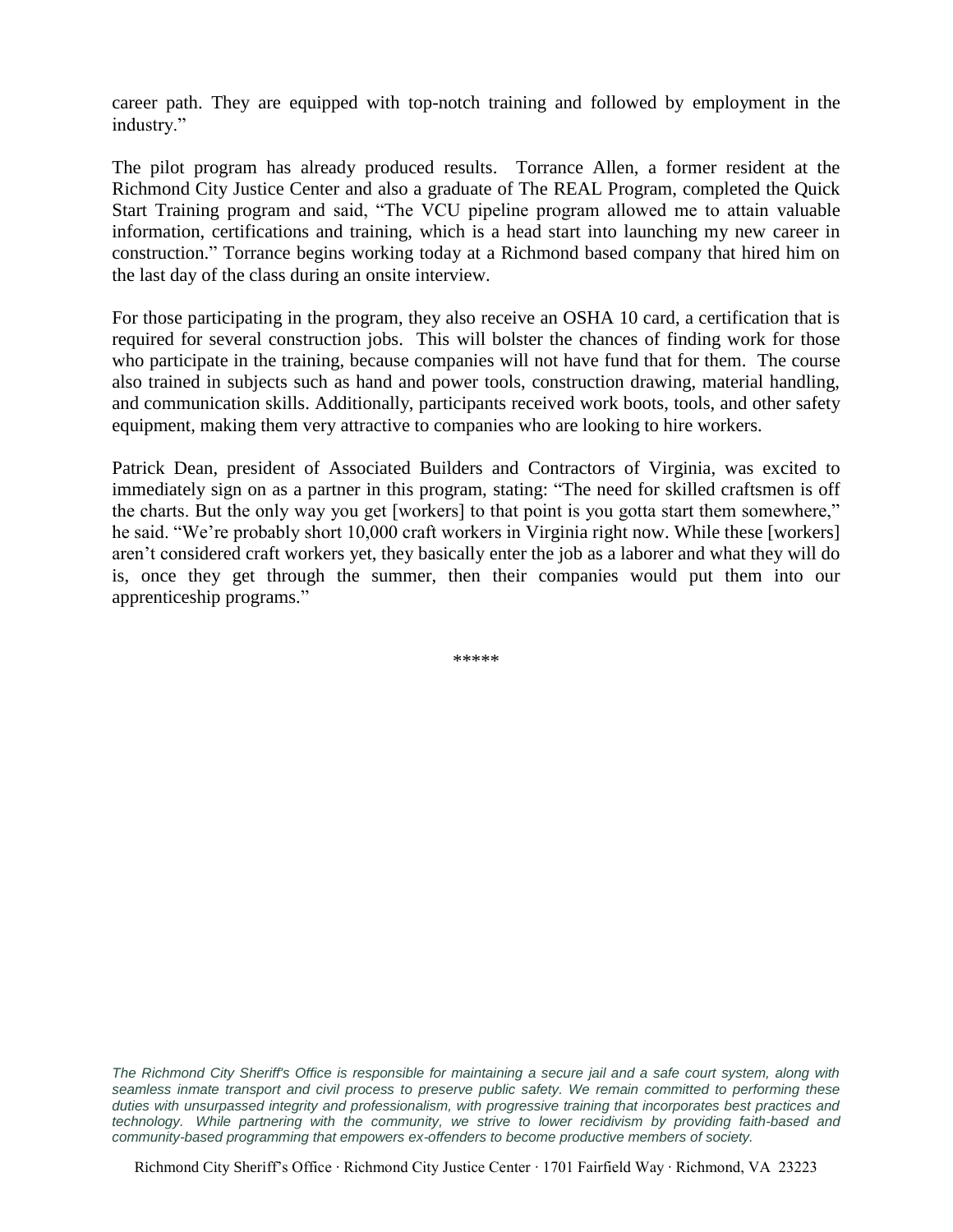career path. They are equipped with top-notch training and followed by employment in the industry."

The pilot program has already produced results. Torrance Allen, a former resident at the Richmond City Justice Center and also a graduate of The REAL Program, completed the Quick Start Training program and said, "The VCU pipeline program allowed me to attain valuable information, certifications and training, which is a head start into launching my new career in construction." Torrance begins working today at a Richmond based company that hired him on the last day of the class during an onsite interview.

For those participating in the program, they also receive an OSHA 10 card, a certification that is required for several construction jobs. This will bolster the chances of finding work for those who participate in the training, because companies will not have fund that for them. The course also trained in subjects such as hand and power tools, construction drawing, material handling, and communication skills. Additionally, participants received work boots, tools, and other safety equipment, making them very attractive to companies who are looking to hire workers.

Patrick Dean, president of Associated Builders and Contractors of Virginia, was excited to immediately sign on as a partner in this program, stating: "The need for skilled craftsmen is off the charts. But the only way you get [workers] to that point is you gotta start them somewhere," he said. "We're probably short 10,000 craft workers in Virginia right now. While these [workers] aren't considered craft workers yet, they basically enter the job as a laborer and what they will do is, once they get through the summer, then their companies would put them into our apprenticeship programs."

*****

*The Richmond City Sheriff's Office is responsible for maintaining a secure jail and a safe court system, along with seamless inmate transport and civil process to preserve public safety. We remain committed to performing these duties with unsurpassed integrity and professionalism, with progressive training that incorporates best practices and technology. While partnering with the community, we strive to lower recidivism by providing faith-based and community-based programming that empowers ex-offenders to become productive members of society.*

Richmond City Sheriff's Office · Richmond City Justice Center · 1701 Fairfield Way · Richmond, VA 23223